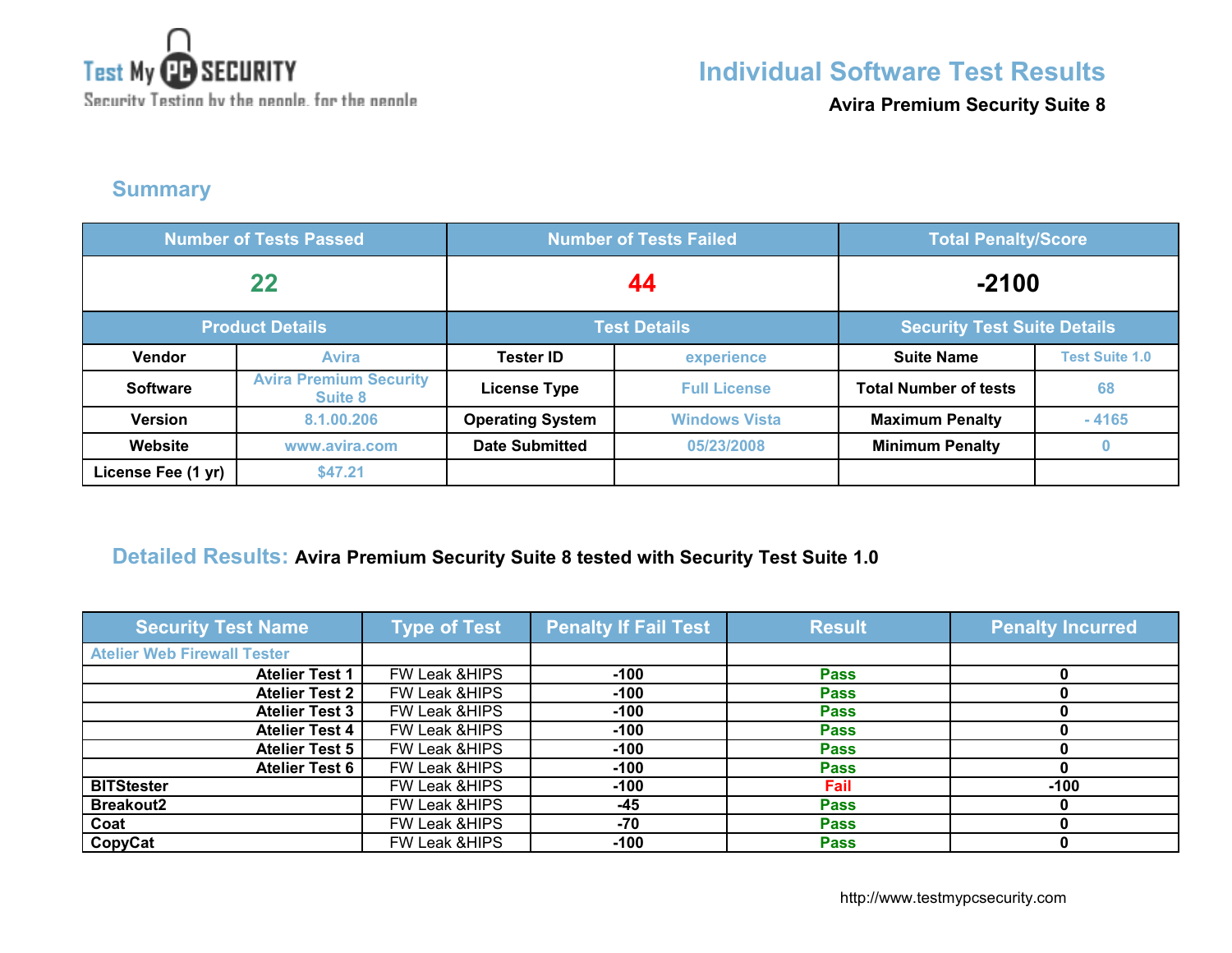Test My PC SECURITY
Security Testing by the people, for the people

# Individual Software Test Results

**Avira Premium Security Suite 8**

## Summary

| Number of Tests Passed | | Number of Tests Failed | | Total Penalty/Score | |
|---|---|---|---|---|---|
| 22 | | 44 | | -2100 | |
| **Product Details** | | **Test Details** | | **Security Test Suite Details** | |
| Vendor | Avira | Tester ID | experience | Suite Name | Test Suite 1.0 |
| Software | Avira Premium Security Suite 8 | License Type | Full License | Total Number of tests | 68 |
| Version | 8.1.00.206 | Operating System | Windows Vista | Maximum Penalty | - 4165 |
| Website | www.avira.com | Date Submitted | 05/23/2008 | Minimum Penalty | 0 |
| License Fee (1 yr) | $47.21 | | | | |

## Detailed Results: Avira Premium Security Suite 8 tested with Security Test Suite 1.0

| Security Test Name | Type of Test | Penalty If Fail Test | Result | Penalty Incurred |
|---|---|---|---|---|
| Atelier Web Firewall Tester | | | | |
| Atelier Test 1 | FW Leak &HIPS | -100 | Pass | 0 |
| Atelier Test 2 | FW Leak &HIPS | -100 | Pass | 0 |
| Atelier Test 3 | FW Leak &HIPS | -100 | Pass | 0 |
| Atelier Test 4 | FW Leak &HIPS | -100 | Pass | 0 |
| Atelier Test 5 | FW Leak &HIPS | -100 | Pass | 0 |
| Atelier Test 6 | FW Leak &HIPS | -100 | Pass | 0 |
| BITStester | FW Leak &HIPS | -100 | Fail | -100 |
| Breakout2 | FW Leak &HIPS | -45 | Pass | 0 |
| Coat | FW Leak &HIPS | -70 | Pass | 0 |
| CopyCat | FW Leak &HIPS | -100 | Pass | 0 |

http://www.testmypcsecurity.com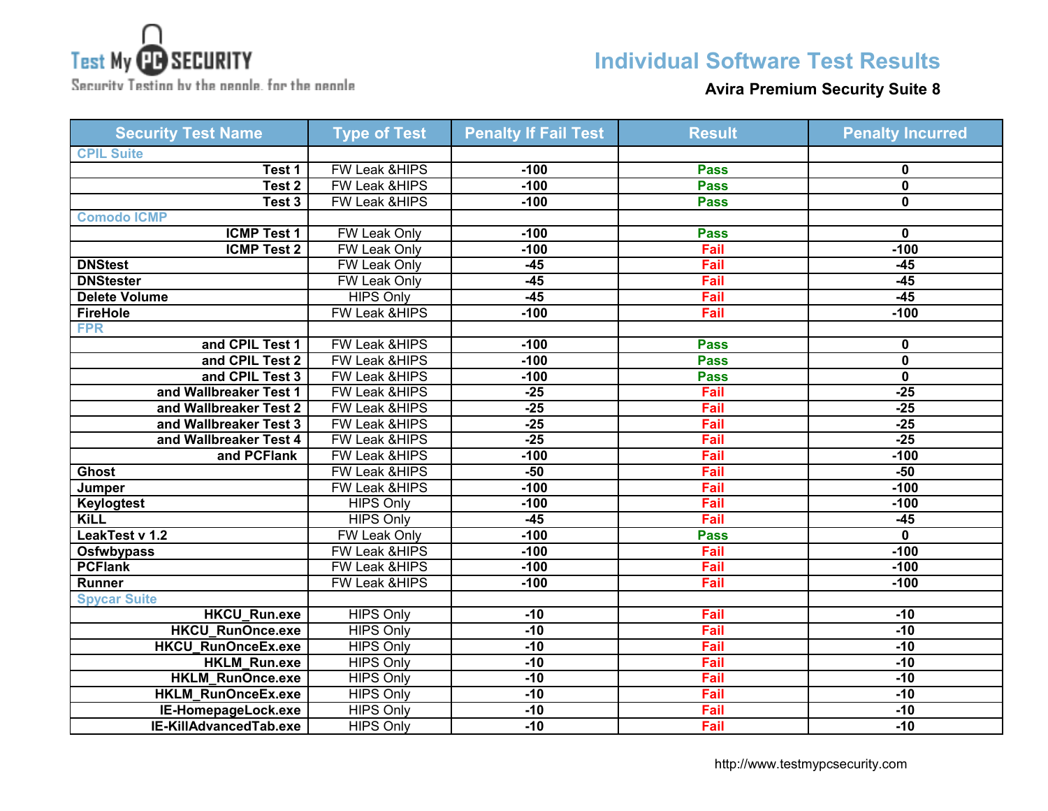Test My PC SECURITY

Security Testing by the people, for the people

# Individual Software Test Results

**Avira Premium Security Suite 8**

| Security Test Name | Type of Test | Penalty If Fail Test | Result | Penalty Incurred |
|---|---|---|---|---|
| CPIL Suite | | | | |
| Test 1 | FW Leak &HIPS | -100 | Pass | 0 |
| Test 2 | FW Leak &HIPS | -100 | Pass | 0 |
| Test 3 | FW Leak &HIPS | -100 | Pass | 0 |
| Comodo ICMP | | | | |
| ICMP Test 1 | FW Leak Only | -100 | Pass | 0 |
| ICMP Test 2 | FW Leak Only | -100 | Fail | -100 |
| DNStest | FW Leak Only | -45 | Fail | -45 |
| DNStester | FW Leak Only | -45 | Fail | -45 |
| Delete Volume | HIPS Only | -45 | Fail | -45 |
| FireHole | FW Leak &HIPS | -100 | Fail | -100 |
| FPR | | | | |
| and CPIL Test 1 | FW Leak &HIPS | -100 | Pass | 0 |
| and CPIL Test 2 | FW Leak &HIPS | -100 | Pass | 0 |
| and CPIL Test 3 | FW Leak &HIPS | -100 | Pass | 0 |
| and Wallbreaker Test 1 | FW Leak &HIPS | -25 | Fail | -25 |
| and Wallbreaker Test 2 | FW Leak &HIPS | -25 | Fail | -25 |
| and Wallbreaker Test 3 | FW Leak &HIPS | -25 | Fail | -25 |
| and Wallbreaker Test 4 | FW Leak &HIPS | -25 | Fail | -25 |
| and PCFlank | FW Leak &HIPS | -100 | Fail | -100 |
| Ghost | FW Leak &HIPS | -50 | Fail | -50 |
| Jumper | FW Leak &HIPS | -100 | Fail | -100 |
| Keylogtest | HIPS Only | -100 | Fail | -100 |
| KiLL | HIPS Only | -45 | Fail | -45 |
| LeakTest v 1.2 | FW Leak Only | -100 | Pass | 0 |
| Osfwbypass | FW Leak &HIPS | -100 | Fail | -100 |
| PCFlank | FW Leak &HIPS | -100 | Fail | -100 |
| Runner | FW Leak &HIPS | -100 | Fail | -100 |
| Spycar Suite | | | | |
| HKCU_Run.exe | HIPS Only | -10 | Fail | -10 |
| HKCU_RunOnce.exe | HIPS Only | -10 | Fail | -10 |
| HKCU_RunOnceEx.exe | HIPS Only | -10 | Fail | -10 |
| HKLM_Run.exe | HIPS Only | -10 | Fail | -10 |
| HKLM_RunOnce.exe | HIPS Only | -10 | Fail | -10 |
| HKLM_RunOnceEx.exe | HIPS Only | -10 | Fail | -10 |
| IE-HomepageLock.exe | HIPS Only | -10 | Fail | -10 |
| IE-KillAdvancedTab.exe | HIPS Only | -10 | Fail | -10 |

http://www.testmypcsecurity.com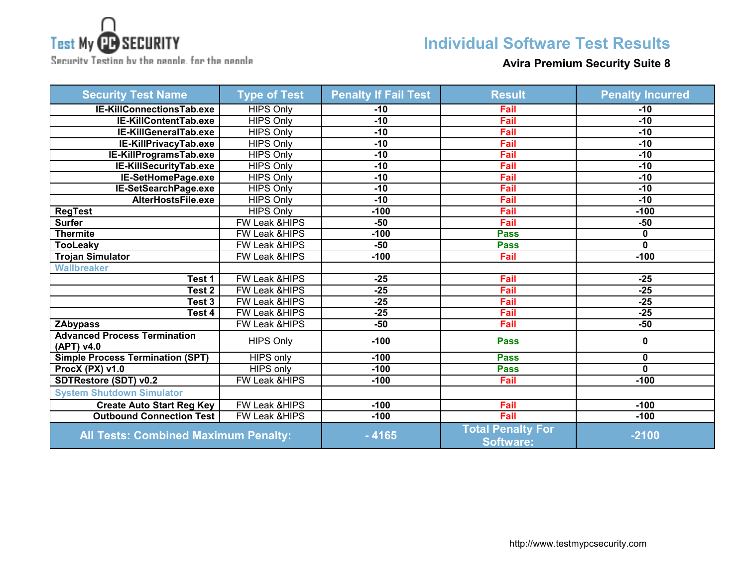Test My PC SECURITY

Security Testing by the people, for the people

# Individual Software Test Results

**Avira Premium Security Suite 8**

| Security Test Name | Type of Test | Penalty If Fail Test | Result | Penalty Incurred |
|---|---|---|---|---|
| IE-KillConnectionsTab.exe | HIPS Only | -10 | Fail | -10 |
| IE-KillContentTab.exe | HIPS Only | -10 | Fail | -10 |
| IE-KillGeneralTab.exe | HIPS Only | -10 | Fail | -10 |
| IE-KillPrivacyTab.exe | HIPS Only | -10 | Fail | -10 |
| IE-KillProgramsTab.exe | HIPS Only | -10 | Fail | -10 |
| IE-KillSecurityTab.exe | HIPS Only | -10 | Fail | -10 |
| IE-SetHomePage.exe | HIPS Only | -10 | Fail | -10 |
| IE-SetSearchPage.exe | HIPS Only | -10 | Fail | -10 |
| AlterHostsFile.exe | HIPS Only | -10 | Fail | -10 |
| RegTest | HIPS Only | -100 | Fail | -100 |
| Surfer | FW Leak &HIPS | -50 | Fail | -50 |
| Thermite | FW Leak &HIPS | -100 | Pass | 0 |
| TooLeaky | FW Leak &HIPS | -50 | Pass | 0 |
| Trojan Simulator | FW Leak &HIPS | -100 | Fail | -100 |
| Wallbreaker | | | | |
| Test 1 | FW Leak &HIPS | -25 | Fail | -25 |
| Test 2 | FW Leak &HIPS | -25 | Fail | -25 |
| Test 3 | FW Leak &HIPS | -25 | Fail | -25 |
| Test 4 | FW Leak &HIPS | -25 | Fail | -25 |
| ZAbypass | FW Leak &HIPS | -50 | Fail | -50 |
| Advanced Process Termination (APT) v4.0 | HIPS Only | -100 | Pass | 0 |
| Simple Process Termination (SPT) | HIPS only | -100 | Pass | 0 |
| ProcX (PX) v1.0 | HIPS only | -100 | Pass | 0 |
| SDTRestore (SDT) v0.2 | FW Leak &HIPS | -100 | Fail | -100 |
| System Shutdown Simulator | | | | |
| Create Auto Start Reg Key | FW Leak &HIPS | -100 | Fail | -100 |
| Outbound Connection Test | FW Leak &HIPS | -100 | Fail | -100 |
| All Tests: Combined Maximum Penalty: | | - 4165 | Total Penalty For Software: | -2100 |

http://www.testmypcsecurity.com